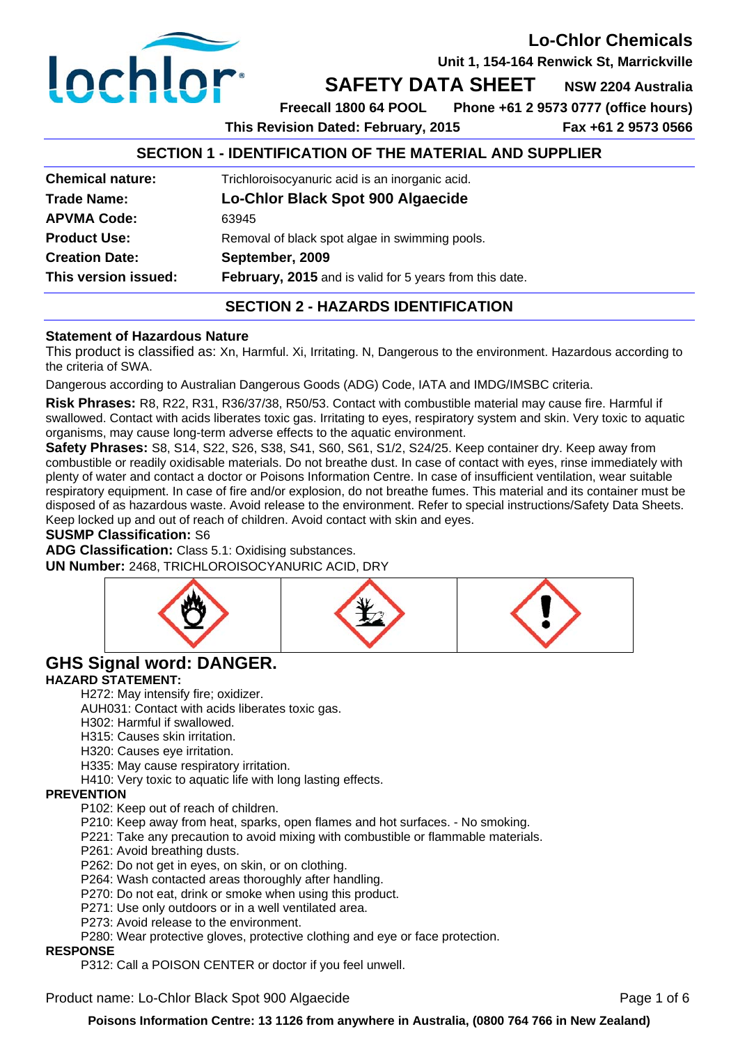**Lo-Chlor Chemicals**
**Unit 1, 154-164 Renwick St, Marrickville**

# SAFETY DATA SHEET

**NSW 2204 Australia**

**Freecall 1800 64 POOL** **Phone +61 2 9573 0777 (office hours)**

**This Revision Dated: February, 2015** **Fax +61 2 9573 0566**

## SECTION 1 - IDENTIFICATION OF THE MATERIAL AND SUPPLIER

| | |
|---|---|
| **Chemical nature:** | Trichloroisocyanuric acid is an inorganic acid. |
| **Trade Name:** | **Lo-Chlor Black Spot 900 Algaecide** |
| **APVMA Code:** | 63945 |
| **Product Use:** | Removal of black spot algae in swimming pools. |
| **Creation Date:** | **September, 2009** |
| **This version issued:** | **February, 2015** and is valid for 5 years from this date. |

## SECTION 2 - HAZARDS IDENTIFICATION

**Statement of Hazardous Nature**

This product is classified as: Xn, Harmful. Xi, Irritating. N, Dangerous to the environment. Hazardous according to the criteria of SWA.

Dangerous according to Australian Dangerous Goods (ADG) Code, IATA and IMDG/IMSBC criteria.

**Risk Phrases:** R8, R22, R31, R36/37/38, R50/53. Contact with combustible material may cause fire. Harmful if swallowed. Contact with acids liberates toxic gas. Irritating to eyes, respiratory system and skin. Very toxic to aquatic organisms, may cause long-term adverse effects to the aquatic environment.

**Safety Phrases:** S8, S14, S22, S26, S38, S41, S60, S61, S1/2, S24/25. Keep container dry. Keep away from combustible or readily oxidisable materials. Do not breathe dust. In case of contact with eyes, rinse immediately with plenty of water and contact a doctor or Poisons Information Centre. In case of insufficient ventilation, wear suitable respiratory equipment. In case of fire and/or explosion, do not breathe fumes. This material and its container must be disposed of as hazardous waste. Avoid release to the environment. Refer to special instructions/Safety Data Sheets. Keep locked up and out of reach of children. Avoid contact with skin and eyes.

**SUSMP Classification:** S6

**ADG Classification:** Class 5.1: Oxidising substances.

**UN Number:** 2468, TRICHLOROISOCYANURIC ACID, DRY

## GHS Signal word: DANGER.

**HAZARD STATEMENT:**

- H272: May intensify fire; oxidizer.
- AUH031: Contact with acids liberates toxic gas.
- H302: Harmful if swallowed.
- H315: Causes skin irritation.
- H320: Causes eye irritation.
- H335: May cause respiratory irritation.
- H410: Very toxic to aquatic life with long lasting effects.

**PREVENTION**

- P102: Keep out of reach of children.
- P210: Keep away from heat, sparks, open flames and hot surfaces. - No smoking.
- P221: Take any precaution to avoid mixing with combustible or flammable materials.
- P261: Avoid breathing dusts.
- P262: Do not get in eyes, on skin, or on clothing.
- P264: Wash contacted areas thoroughly after handling.
- P270: Do not eat, drink or smoke when using this product.
- P271: Use only outdoors or in a well ventilated area.
- P273: Avoid release to the environment.
- P280: Wear protective gloves, protective clothing and eye or face protection.

**RESPONSE**

- P312: Call a POISON CENTER or doctor if you feel unwell.

**Poisons Information Centre: 13 1126 from anywhere in Australia, (0800 764 766 in New Zealand)**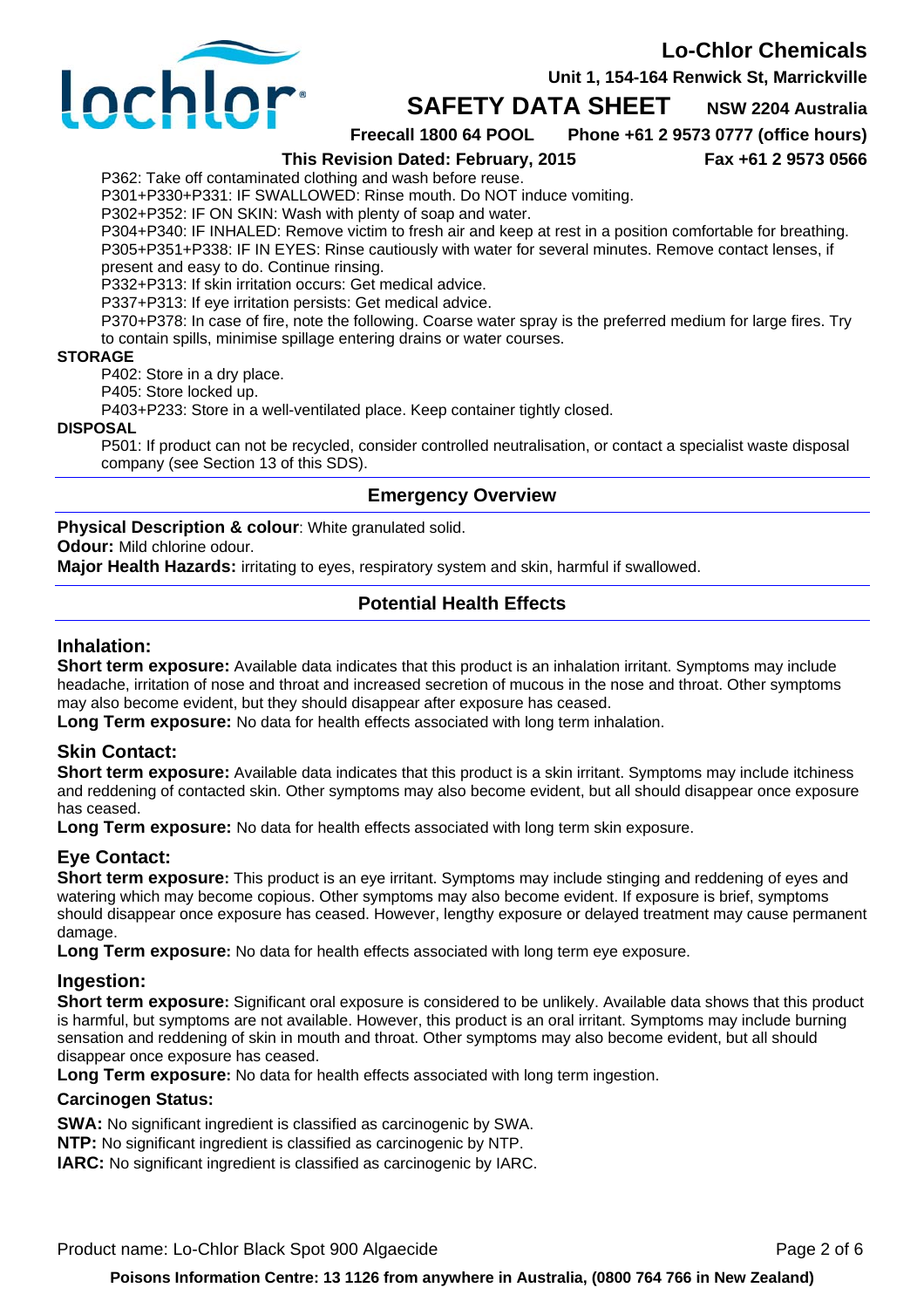P362: Take off contaminated clothing and wash before reuse.
P301+P330+P331: IF SWALLOWED: Rinse mouth. Do NOT induce vomiting.
P302+P352: IF ON SKIN: Wash with plenty of soap and water.
P304+P340: IF INHALED: Remove victim to fresh air and keep at rest in a position comfortable for breathing.
P305+P351+P338: IF IN EYES: Rinse cautiously with water for several minutes. Remove contact lenses, if present and easy to do. Continue rinsing.
P332+P313: If skin irritation occurs: Get medical advice.
P337+P313: If eye irritation persists: Get medical advice.
P370+P378: In case of fire, note the following. Coarse water spray is the preferred medium for large fires. Try to contain spills, minimise spillage entering drains or water courses.

**STORAGE**

P402: Store in a dry place.
P405: Store locked up.
P403+P233: Store in a well-ventilated place. Keep container tightly closed.

**DISPOSAL**

P501: If product can not be recycled, consider controlled neutralisation, or contact a specialist waste disposal company (see Section 13 of this SDS).

## Emergency Overview

**Physical Description & colour**: White granulated solid.
**Odour:** Mild chlorine odour.
**Major Health Hazards:** irritating to eyes, respiratory system and skin, harmful if swallowed.

## Potential Health Effects

### Inhalation:

**Short term exposure:** Available data indicates that this product is an inhalation irritant. Symptoms may include headache, irritation of nose and throat and increased secretion of mucous in the nose and throat. Other symptoms may also become evident, but they should disappear after exposure has ceased.
**Long Term exposure:** No data for health effects associated with long term inhalation.

### Skin Contact:

**Short term exposure:** Available data indicates that this product is a skin irritant. Symptoms may include itchiness and reddening of contacted skin. Other symptoms may also become evident, but all should disappear once exposure has ceased.
**Long Term exposure:** No data for health effects associated with long term skin exposure.

### Eye Contact:

**Short term exposure:** This product is an eye irritant. Symptoms may include stinging and reddening of eyes and watering which may become copious. Other symptoms may also become evident. If exposure is brief, symptoms should disappear once exposure has ceased. However, lengthy exposure or delayed treatment may cause permanent damage.
**Long Term exposure:** No data for health effects associated with long term eye exposure.

### Ingestion:

**Short term exposure:** Significant oral exposure is considered to be unlikely. Available data shows that this product is harmful, but symptoms are not available. However, this product is an oral irritant. Symptoms may include burning sensation and reddening of skin in mouth and throat. Other symptoms may also become evident, but all should disappear once exposure has ceased.
**Long Term exposure:** No data for health effects associated with long term ingestion.

### Carcinogen Status:

**SWA:** No significant ingredient is classified as carcinogenic by SWA.
**NTP:** No significant ingredient is classified as carcinogenic by NTP.
**IARC:** No significant ingredient is classified as carcinogenic by IARC.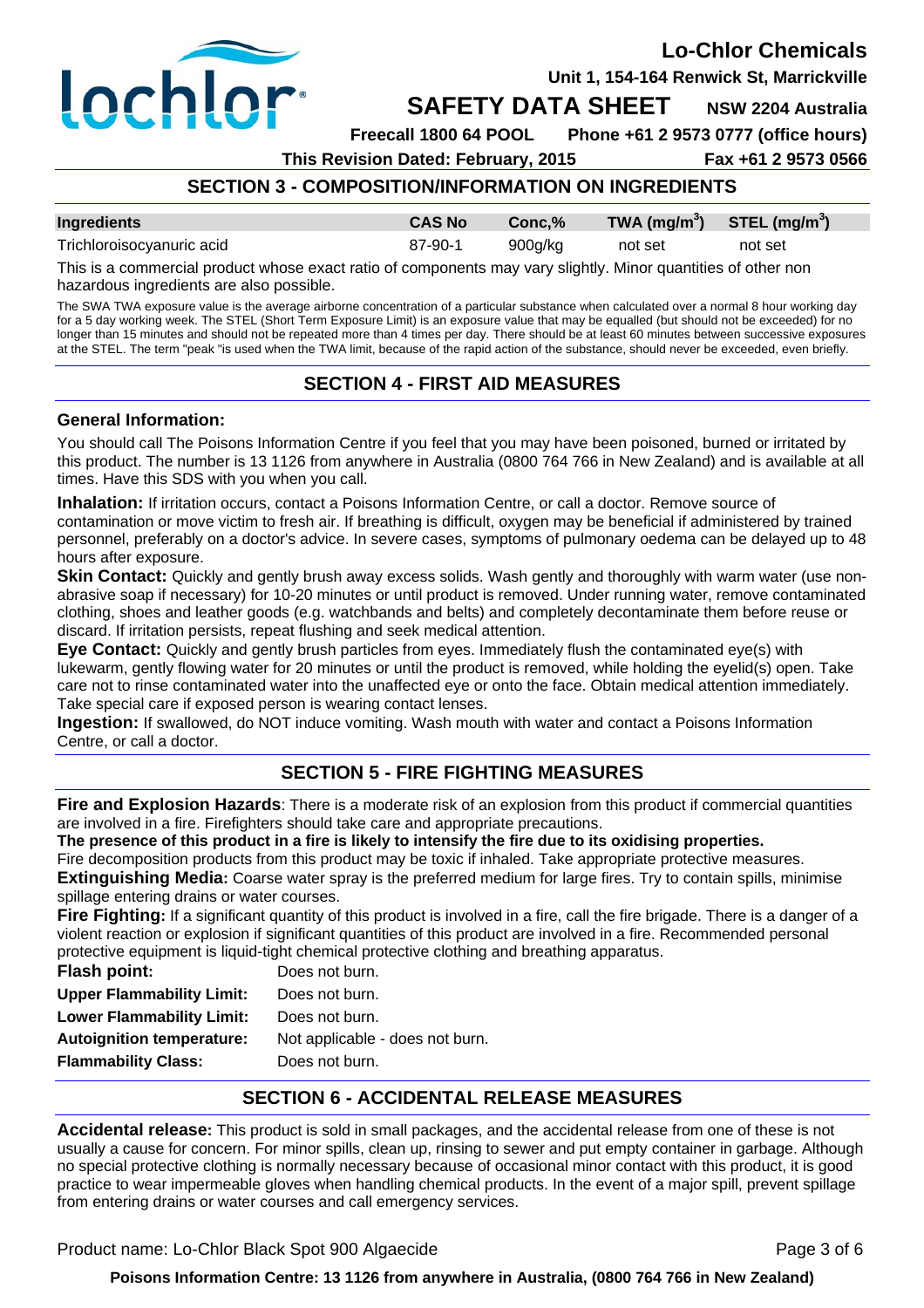## SECTION 3 - COMPOSITION/INFORMATION ON INGREDIENTS

| Ingredients | CAS No | Conc,% | TWA ($mg/m^3$) | STEL ($mg/m^3$) |
|---|---|---|---|---|
| Trichloroisocyanuric acid | 87-90-1 | 900g/kg | not set | not set |

This is a commercial product whose exact ratio of components may vary slightly. Minor quantities of other non hazardous ingredients are also possible.

The SWA TWA exposure value is the average airborne concentration of a particular substance when calculated over a normal 8 hour working day for a 5 day working week. The STEL (Short Term Exposure Limit) is an exposure value that may be equalled (but should not be exceeded) for no longer than 15 minutes and should not be repeated more than 4 times per day. There should be at least 60 minutes between successive exposures at the STEL. The term "peak "is used when the TWA limit, because of the rapid action of the substance, should never be exceeded, even briefly.

## SECTION 4 - FIRST AID MEASURES

### General Information:

You should call The Poisons Information Centre if you feel that you may have been poisoned, burned or irritated by this product. The number is 13 1126 from anywhere in Australia (0800 764 766 in New Zealand) and is available at all times. Have this SDS with you when you call.

**Inhalation:** If irritation occurs, contact a Poisons Information Centre, or call a doctor. Remove source of contamination or move victim to fresh air. If breathing is difficult, oxygen may be beneficial if administered by trained personnel, preferably on a doctor's advice. In severe cases, symptoms of pulmonary oedema can be delayed up to 48 hours after exposure.

**Skin Contact:** Quickly and gently brush away excess solids. Wash gently and thoroughly with warm water (use non-abrasive soap if necessary) for 10-20 minutes or until product is removed. Under running water, remove contaminated clothing, shoes and leather goods (e.g. watchbands and belts) and completely decontaminate them before reuse or discard. If irritation persists, repeat flushing and seek medical attention.

**Eye Contact:** Quickly and gently brush particles from eyes. Immediately flush the contaminated eye(s) with lukewarm, gently flowing water for 20 minutes or until the product is removed, while holding the eyelid(s) open. Take care not to rinse contaminated water into the unaffected eye or onto the face. Obtain medical attention immediately. Take special care if exposed person is wearing contact lenses.

**Ingestion:** If swallowed, do NOT induce vomiting. Wash mouth with water and contact a Poisons Information Centre, or call a doctor.

## SECTION 5 - FIRE FIGHTING MEASURES

**Fire and Explosion Hazards**: There is a moderate risk of an explosion from this product if commercial quantities are involved in a fire. Firefighters should take care and appropriate precautions.

**The presence of this product in a fire is likely to intensify the fire due to its oxidising properties.**

Fire decomposition products from this product may be toxic if inhaled. Take appropriate protective measures.

**Extinguishing Media:** Coarse water spray is the preferred medium for large fires. Try to contain spills, minimise spillage entering drains or water courses.

**Fire Fighting:** If a significant quantity of this product is involved in a fire, call the fire brigade. There is a danger of a violent reaction or explosion if significant quantities of this product are involved in a fire. Recommended personal protective equipment is liquid-tight chemical protective clothing and breathing apparatus.

**Flash point:** Does not burn.

**Upper Flammability Limit:** Does not burn.

**Lower Flammability Limit:** Does not burn.

**Autoignition temperature:** Not applicable - does not burn.

**Flammability Class:** Does not burn.

## SECTION 6 - ACCIDENTAL RELEASE MEASURES

**Accidental release:** This product is sold in small packages, and the accidental release from one of these is not usually a cause for concern. For minor spills, clean up, rinsing to sewer and put empty container in garbage. Although no special protective clothing is normally necessary because of occasional minor contact with this product, it is good practice to wear impermeable gloves when handling chemical products. In the event of a major spill, prevent spillage from entering drains or water courses and call emergency services.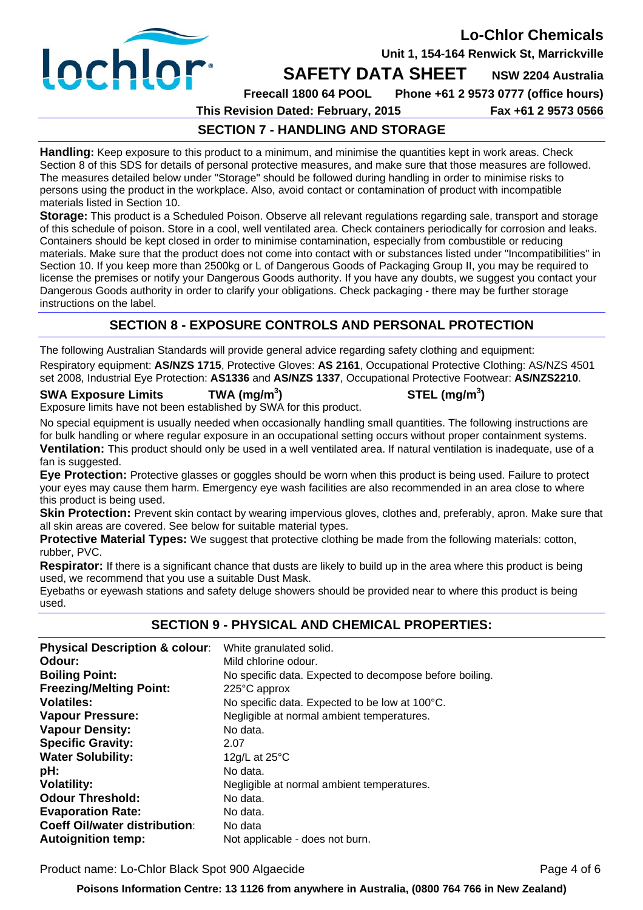## SECTION 7 - HANDLING AND STORAGE

**Handling:** Keep exposure to this product to a minimum, and minimise the quantities kept in work areas. Check Section 8 of this SDS for details of personal protective measures, and make sure that those measures are followed. The measures detailed below under "Storage" should be followed during handling in order to minimise risks to persons using the product in the workplace. Also, avoid contact or contamination of product with incompatible materials listed in Section 10.

**Storage:** This product is a Scheduled Poison. Observe all relevant regulations regarding sale, transport and storage of this schedule of poison. Store in a cool, well ventilated area. Check containers periodically for corrosion and leaks. Containers should be kept closed in order to minimise contamination, especially from combustible or reducing materials. Make sure that the product does not come into contact with or substances listed under "Incompatibilities" in Section 10. If you keep more than 2500kg or L of Dangerous Goods of Packaging Group II, you may be required to license the premises or notify your Dangerous Goods authority. If you have any doubts, we suggest you contact your Dangerous Goods authority in order to clarify your obligations. Check packaging - there may be further storage instructions on the label.

## SECTION 8 - EXPOSURE CONTROLS AND PERSONAL PROTECTION

The following Australian Standards will provide general advice regarding safety clothing and equipment:

Respiratory equipment: **AS/NZS 1715**, Protective Gloves: **AS 2161**, Occupational Protective Clothing: AS/NZS 4501 set 2008, Industrial Eye Protection: **AS1336** and **AS/NZS 1337**, Occupational Protective Footwear: **AS/NZS2210**.

| **SWA Exposure Limits** | **TWA (mg/m$^3$)** | **STEL (mg/m$^3$)** |
|---|---|---|

Exposure limits have not been established by SWA for this product.

No special equipment is usually needed when occasionally handling small quantities. The following instructions are for bulk handling or where regular exposure in an occupational setting occurs without proper containment systems.

**Ventilation:** This product should only be used in a well ventilated area. If natural ventilation is inadequate, use of a fan is suggested.

**Eye Protection:** Protective glasses or goggles should be worn when this product is being used. Failure to protect your eyes may cause them harm. Emergency eye wash facilities are also recommended in an area close to where this product is being used.

**Skin Protection:** Prevent skin contact by wearing impervious gloves, clothes and, preferably, apron. Make sure that all skin areas are covered. See below for suitable material types.

**Protective Material Types:** We suggest that protective clothing be made from the following materials: cotton, rubber, PVC.

**Respirator:** If there is a significant chance that dusts are likely to build up in the area where this product is being used, we recommend that you use a suitable Dust Mask.

Eyebaths or eyewash stations and safety deluge showers should be provided near to where this product is being used.

## SECTION 9 - PHYSICAL AND CHEMICAL PROPERTIES:

| | |
|---|---|
| **Physical Description & colour**: | White granulated solid. |
| **Odour:** | Mild chlorine odour. |
| **Boiling Point:** | No specific data. Expected to decompose before boiling. |
| **Freezing/Melting Point:** | 225°C approx |
| **Volatiles:** | No specific data. Expected to be low at 100°C. |
| **Vapour Pressure:** | Negligible at normal ambient temperatures. |
| **Vapour Density:** | No data. |
| **Specific Gravity:** | 2.07 |
| **Water Solubility:** | 12g/L at 25°C |
| **pH:** | No data. |
| **Volatility:** | Negligible at normal ambient temperatures. |
| **Odour Threshold:** | No data. |
| **Evaporation Rate:** | No data. |
| **Coeff Oil/water distribution**: | No data |
| **Autoignition temp:** | Not applicable - does not burn. |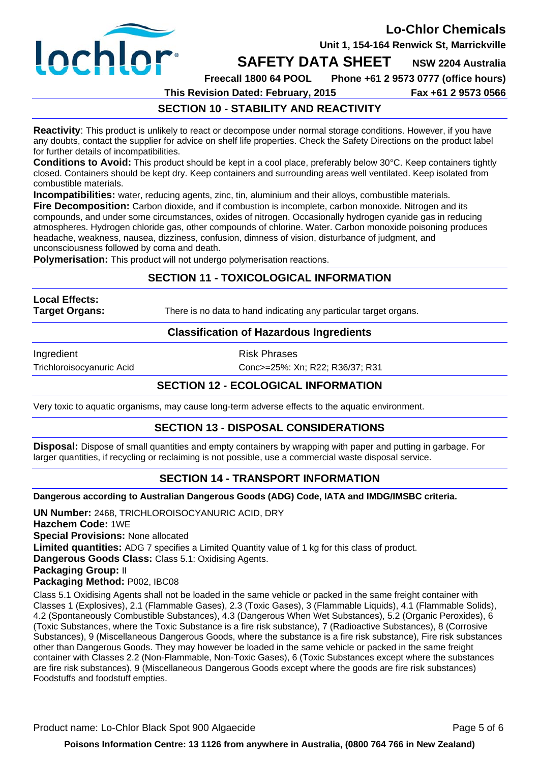## SECTION 10 - STABILITY AND REACTIVITY

**Reactivity**: This product is unlikely to react or decompose under normal storage conditions. However, if you have any doubts, contact the supplier for advice on shelf life properties. Check the Safety Directions on the product label for further details of incompatibilities.

**Conditions to Avoid:** This product should be kept in a cool place, preferably below 30°C. Keep containers tightly closed. Containers should be kept dry. Keep containers and surrounding areas well ventilated. Keep isolated from combustible materials.

**Incompatibilities:** water, reducing agents, zinc, tin, aluminium and their alloys, combustible materials.

**Fire Decomposition:** Carbon dioxide, and if combustion is incomplete, carbon monoxide. Nitrogen and its compounds, and under some circumstances, oxides of nitrogen. Occasionally hydrogen cyanide gas in reducing atmospheres. Hydrogen chloride gas, other compounds of chlorine. Water. Carbon monoxide poisoning produces headache, weakness, nausea, dizziness, confusion, dimness of vision, disturbance of judgment, and unconsciousness followed by coma and death.

**Polymerisation:** This product will not undergo polymerisation reactions.

## SECTION 11 - TOXICOLOGICAL INFORMATION

**Local Effects:**

**Target Organs:** There is no data to hand indicating any particular target organs.

### Classification of Hazardous Ingredients

| Ingredient | Risk Phrases |
|---|---|
| Trichloroisocyanuric Acid | Conc>=25%: Xn; R22; R36/37; R31 |

## SECTION 12 - ECOLOGICAL INFORMATION

Very toxic to aquatic organisms, may cause long-term adverse effects to the aquatic environment.

## SECTION 13 - DISPOSAL CONSIDERATIONS

**Disposal:** Dispose of small quantities and empty containers by wrapping with paper and putting in garbage. For larger quantities, if recycling or reclaiming is not possible, use a commercial waste disposal service.

## SECTION 14 - TRANSPORT INFORMATION

**Dangerous according to Australian Dangerous Goods (ADG) Code, IATA and IMDG/IMSBC criteria.**

**UN Number:** 2468, TRICHLOROISOCYANURIC ACID, DRY
**Hazchem Code:** 1WE
**Special Provisions:** None allocated
**Limited quantities:** ADG 7 specifies a Limited Quantity value of 1 kg for this class of product.
**Dangerous Goods Class:** Class 5.1: Oxidising Agents.
**Packaging Group:** II
**Packaging Method:** P002, IBC08

Class 5.1 Oxidising Agents shall not be loaded in the same vehicle or packed in the same freight container with Classes 1 (Explosives), 2.1 (Flammable Gases), 2.3 (Toxic Gases), 3 (Flammable Liquids), 4.1 (Flammable Solids), 4.2 (Spontaneously Combustible Substances), 4.3 (Dangerous When Wet Substances), 5.2 (Organic Peroxides), 6 (Toxic Substances, where the Toxic Substance is a fire risk substance), 7 (Radioactive Substances), 8 (Corrosive Substances), 9 (Miscellaneous Dangerous Goods, where the substance is a fire risk substance), Fire risk substances other than Dangerous Goods. They may however be loaded in the same vehicle or packed in the same freight container with Classes 2.2 (Non-Flammable, Non-Toxic Gases), 6 (Toxic Substances except where the substances are fire risk substances), 9 (Miscellaneous Dangerous Goods except where the goods are fire risk substances) Foodstuffs and foodstuff empties.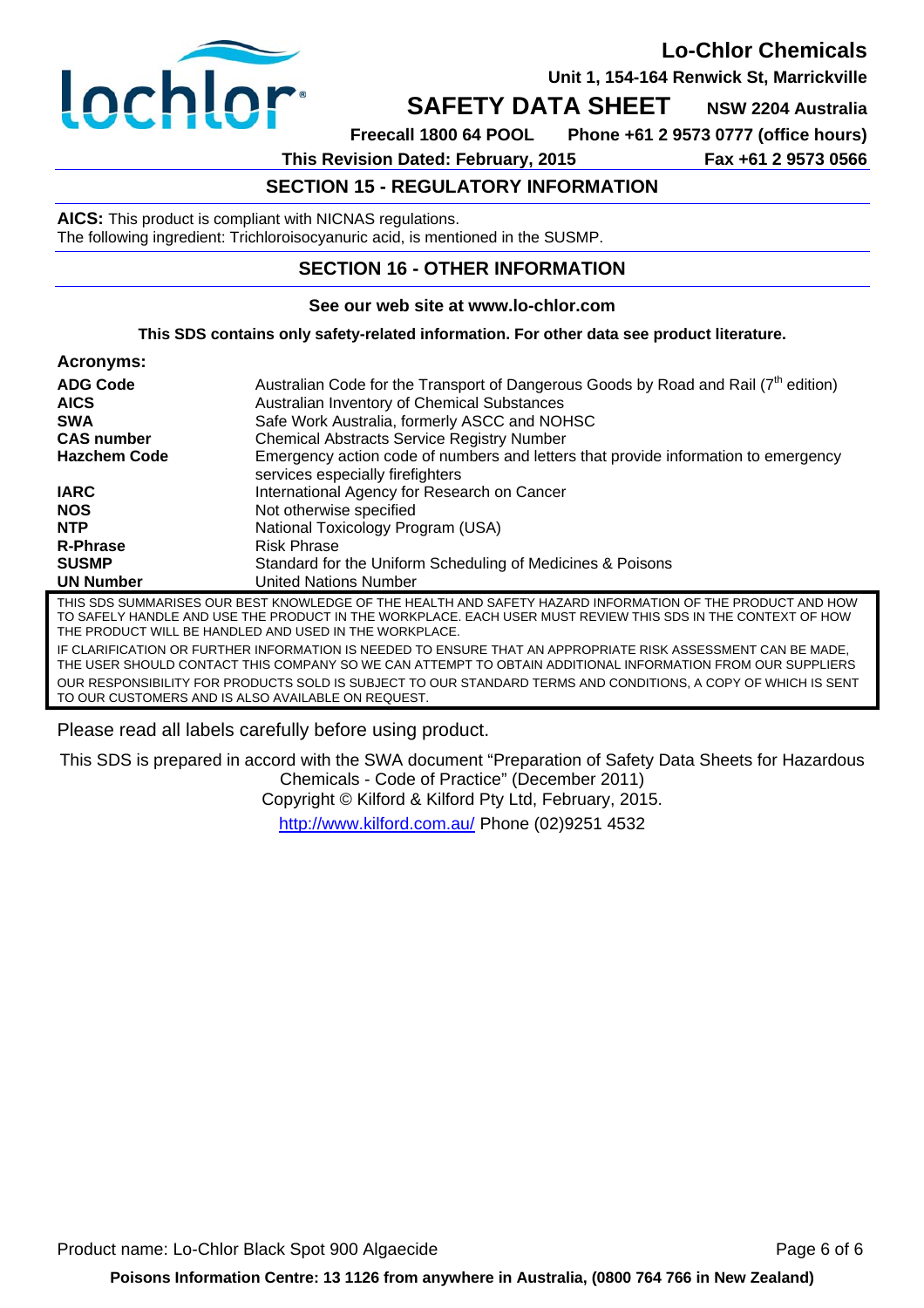## SECTION 15 - REGULATORY INFORMATION

**AICS:** This product is compliant with NICNAS regulations.
The following ingredient: Trichloroisocyanuric acid, is mentioned in the SUSMP.

## SECTION 16 - OTHER INFORMATION

**See our web site at www.lo-chlor.com**

**This SDS contains only safety-related information. For other data see product literature.**

**Acronyms:**

| | |
|---|---|
| **ADG Code** | Australian Code for the Transport of Dangerous Goods by Road and Rail (7th edition) |
| **AICS** | Australian Inventory of Chemical Substances |
| **SWA** | Safe Work Australia, formerly ASCC and NOHSC |
| **CAS number** | Chemical Abstracts Service Registry Number |
| **Hazchem Code** | Emergency action code of numbers and letters that provide information to emergency services especially firefighters |
| **IARC** | International Agency for Research on Cancer |
| **NOS** | Not otherwise specified |
| **NTP** | National Toxicology Program (USA) |
| **R-Phrase** | Risk Phrase |
| **SUSMP** | Standard for the Uniform Scheduling of Medicines & Poisons |
| **UN Number** | United Nations Number |

THIS SDS SUMMARISES OUR BEST KNOWLEDGE OF THE HEALTH AND SAFETY HAZARD INFORMATION OF THE PRODUCT AND HOW TO SAFELY HANDLE AND USE THE PRODUCT IN THE WORKPLACE. EACH USER MUST REVIEW THIS SDS IN THE CONTEXT OF HOW THE PRODUCT WILL BE HANDLED AND USED IN THE WORKPLACE.

IF CLARIFICATION OR FURTHER INFORMATION IS NEEDED TO ENSURE THAT AN APPROPRIATE RISK ASSESSMENT CAN BE MADE, THE USER SHOULD CONTACT THIS COMPANY SO WE CAN ATTEMPT TO OBTAIN ADDITIONAL INFORMATION FROM OUR SUPPLIERS

OUR RESPONSIBILITY FOR PRODUCTS SOLD IS SUBJECT TO OUR STANDARD TERMS AND CONDITIONS, A COPY OF WHICH IS SENT TO OUR CUSTOMERS AND IS ALSO AVAILABLE ON REQUEST.

Please read all labels carefully before using product.

This SDS is prepared in accord with the SWA document "Preparation of Safety Data Sheets for Hazardous Chemicals - Code of Practice" (December 2011)
Copyright © Kilford & Kilford Pty Ltd, February, 2015.
http://www.kilford.com.au/ Phone (02)9251 4532